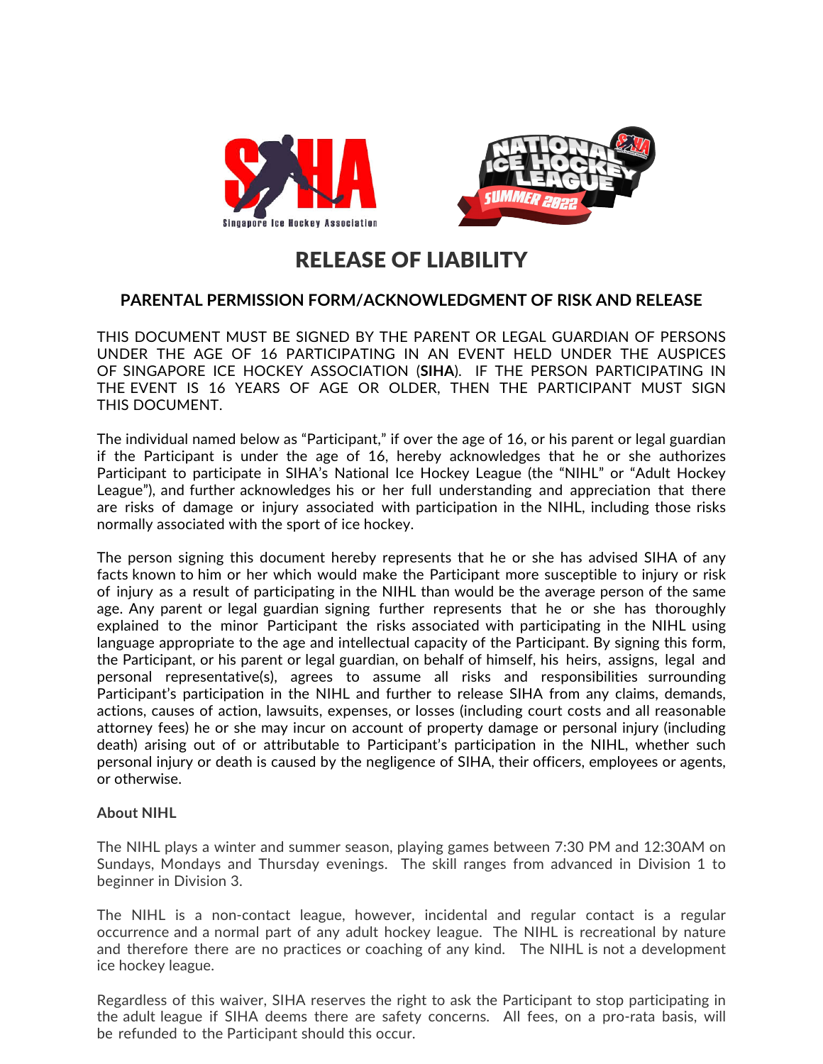# RELEASE OF LIABILITY

## PARENTAL PERMISSION FORM/ACKNOWLEDGMENT OF RISK AND RELEASE

THIS DOCUMENT MUST BE SIGNED BY THE PARENT OR LEGAL GUARDIAN OF PERSONS UNDER THE AGE OF 16 PARTICIPATING IN AN EVENT HELD UNDER THE AUSPICES OF SINGAPORE ICE HOCKEY ASSOCIATION (**SIHA**). IF THE PERSON PARTICIPATING IN THE EVENT IS 16 YEARS OF AGE OR OLDER, THEN THE PARTICIPANT MUST SIGN THIS DOCUMENT.

The individual named below as "Participant," if over the age of 16, or his parent or legal guardian if the Participant is under the age of 16, hereby acknowledges that he or she authorizes Participant to participate in SIHA's National Ice Hockey League (the "NIHL" or "Adult Hockey League"), and further acknowledges his or her full understanding and appreciation that there are risks of damage or injury associated with participation in the NIHL, including those risks normally associated with the sport of ice hockey.

The person signing this document hereby represents that he or she has advised SIHA of any facts known to him or her which would make the Participant more susceptible to injury or risk of injury as a result of participating in the NIHL than would be the average person of the same age. Any parent or legal guardian signing further represents that he or she has thoroughly explained to the minor Participant the risks associated with participating in the NIHL using language appropriate to the age and intellectual capacity of the Participant. By signing this form, the Participant, or his parent or legal guardian, on behalf of himself, his heirs, assigns, legal and personal representative(s), agrees to assume all risks and responsibilities surrounding Participant's participation in the NIHL and further to release SIHA from any claims, demands, actions, causes of action, lawsuits, expenses, or losses (including court costs and all reasonable attorney fees) he or she may incur on account of property damage or personal injury (including death) arising out of or attributable to Participant's participation in the NIHL, whether such personal injury or death is caused by the negligence of SIHA, their officers, employees or agents, or otherwise.

**About NIHL**

The NIHL plays a winter and summer season, playing games between 7:30 PM and 12:30AM on Sundays, Mondays and Thursday evenings. The skill ranges from advanced in Division 1 to beginner in Division 3.

The NIHL is a non-contact league, however, incidental and regular contact is a regular occurrence and a normal part of any adult hockey league. The NIHL is recreational by nature and therefore there are no practices or coaching of any kind. The NIHL is not a development ice hockey league.

Regardless of this waiver, SIHA reserves the right to ask the Participant to stop participating in the adult league if SIHA deems there are safety concerns. All fees, on a pro-rata basis, will be refunded to the Participant should this occur.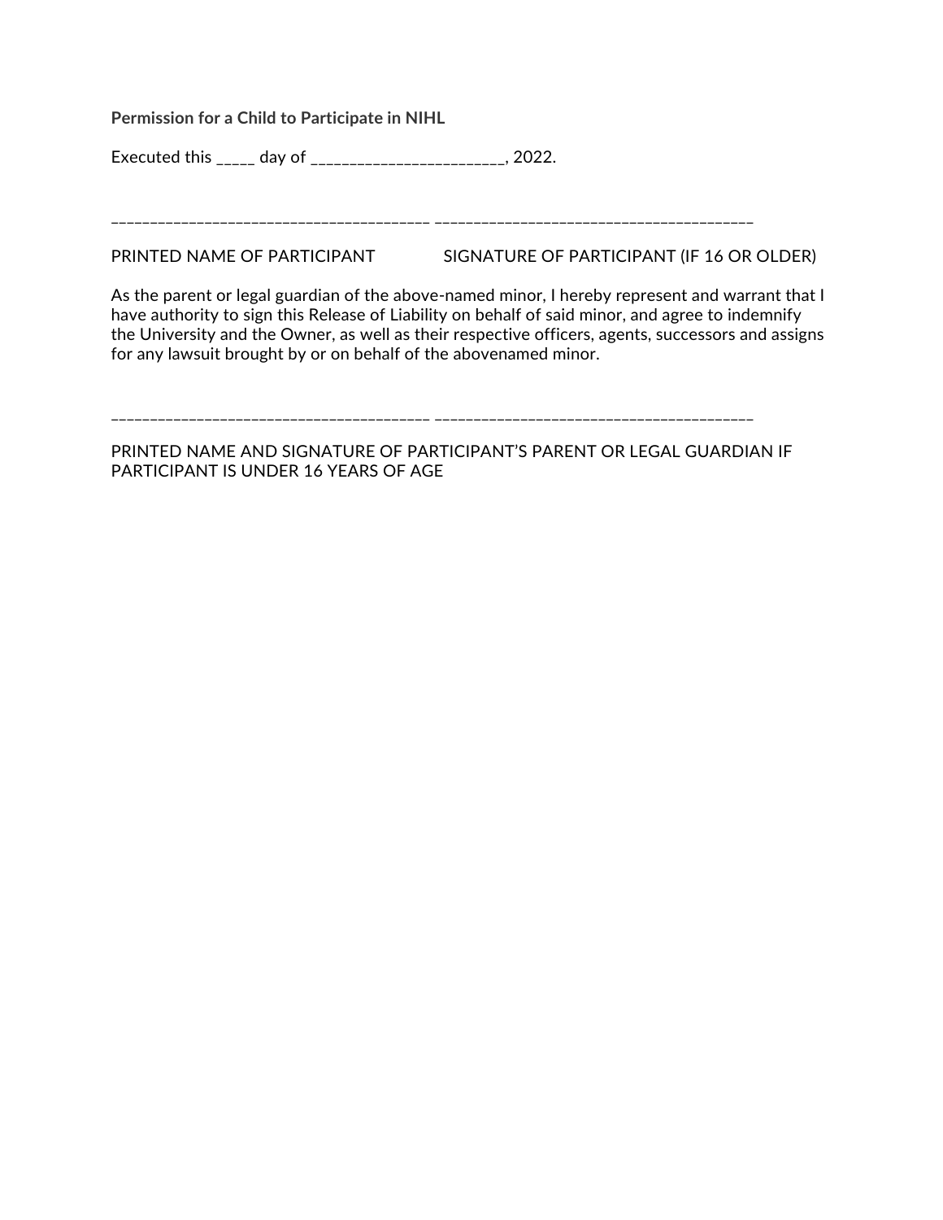**Permission for a Child to Participate in NIHL**

Executed this _____ day of ________________________, 2022.

_________________________________________ _________________________________________

PRINTED NAME OF PARTICIPANT SIGNATURE OF PARTICIPANT (IF 16 OR OLDER)

As the parent or legal guardian of the above-named minor, I hereby represent and warrant that I have authority to sign this Release of Liability on behalf of said minor, and agree to indemnify the University and the Owner, as well as their respective officers, agents, successors and assigns for any lawsuit brought by or on behalf of the abovenamed minor.

_________________________________________ _________________________________________

PRINTED NAME AND SIGNATURE OF PARTICIPANT'S PARENT OR LEGAL GUARDIAN IF PARTICIPANT IS UNDER 16 YEARS OF AGE